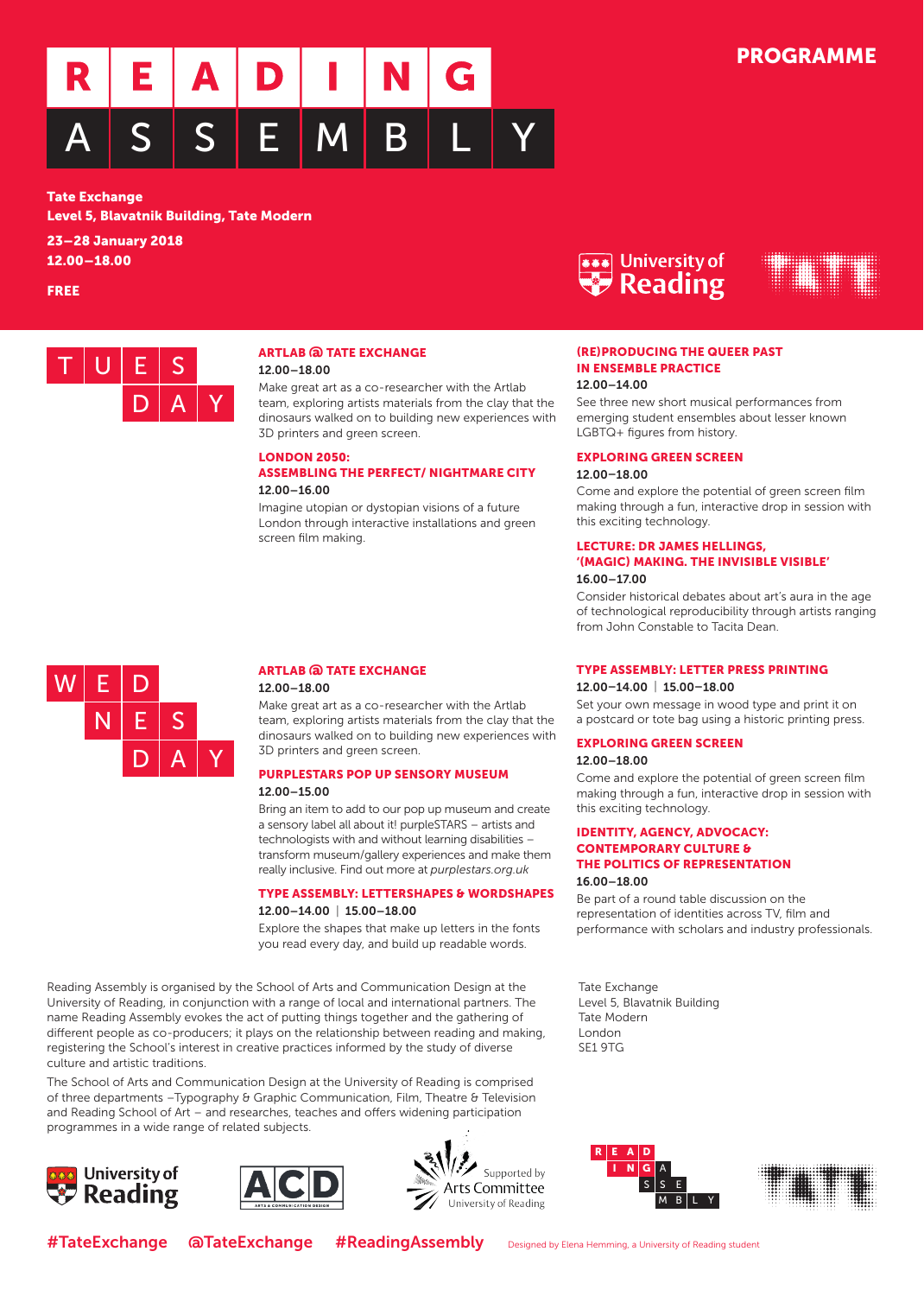# READING ASSEMBLY

**PROGRAMME**

**Tate Exchange**
**Level 5, Blavatnik Building, Tate Modern**

**23–28 January 2018**
**12.00–18.00**

**FREE**

## TUESDAY

### ARTLAB @ TATE EXCHANGE
**12.00–18.00**

Make great art as a co-researcher with the Artlab team, exploring artists materials from the clay that the dinosaurs walked on to building new experiences with 3D printers and green screen.

### LONDON 2050: ASSEMBLING THE PERFECT/ NIGHTMARE CITY
**12.00–16.00**

Imagine utopian or dystopian visions of a future London through interactive installations and green screen film making.

### (RE)PRODUCING THE QUEER PAST IN ENSEMBLE PRACTICE
**12.00–14.00**

See three new short musical performances from emerging student ensembles about lesser known LGBTQ+ figures from history.

### EXPLORING GREEN SCREEN
**12.00–18.00**

Come and explore the potential of green screen film making through a fun, interactive drop in session with this exciting technology.

### LECTURE: DR JAMES HELLINGS, '(MAGIC) MAKING. THE INVISIBLE VISIBLE'
**16.00–17.00**

Consider historical debates about art's aura in the age of technological reproducibility through artists ranging from John Constable to Tacita Dean.

## WEDNESDAY

### ARTLAB @ TATE EXCHANGE
**12.00–18.00**

Make great art as a co-researcher with the Artlab team, exploring artists materials from the clay that the dinosaurs walked on to building new experiences with 3D printers and green screen.

### PURPLESTARS POP UP SENSORY MUSEUM
**12.00–15.00**

Bring an item to add to our pop up museum and create a sensory label all about it! purpleSTARS – artists and technologists with and without learning disabilities – transform museum/gallery experiences and make them really inclusive. Find out more at *purplestars.org.uk*

### TYPE ASSEMBLY: LETTERSHAPES & WORDSHAPES
**12.00–14.00 | 15.00–18.00**

Explore the shapes that make up letters in the fonts you read every day, and build up readable words.

### TYPE ASSEMBLY: LETTER PRESS PRINTING
**12.00–14.00 | 15.00–18.00**

Set your own message in wood type and print it on a postcard or tote bag using a historic printing press.

### EXPLORING GREEN SCREEN
**12.00–18.00**

Come and explore the potential of green screen film making through a fun, interactive drop in session with this exciting technology.

### IDENTITY, AGENCY, ADVOCACY: CONTEMPORARY CULTURE & THE POLITICS OF REPRESENTATION
**16.00–18.00**

Be part of a round table discussion on the representation of identities across TV, film and performance with scholars and industry professionals.

---

Reading Assembly is organised by the School of Arts and Communication Design at the University of Reading, in conjunction with a range of local and international partners. The name Reading Assembly evokes the act of putting things together and the gathering of different people as co-producers; it plays on the relationship between reading and making, registering the School's interest in creative practices informed by the study of diverse culture and artistic traditions.

The School of Arts and Communication Design at the University of Reading is comprised of three departments –Typography & Graphic Communication, Film, Theatre & Television and Reading School of Art – and researches, teaches and offers widening participation programmes in a wide range of related subjects.

Tate Exchange
Level 5, Blavatnik Building
Tate Modern
London
SE1 9TG

University of Reading | ACD Arts & Communication Design | Supported by Arts Committee University of Reading

#TateExchange @TateExchange #ReadingAssembly

Designed by Elena Hemming, a University of Reading student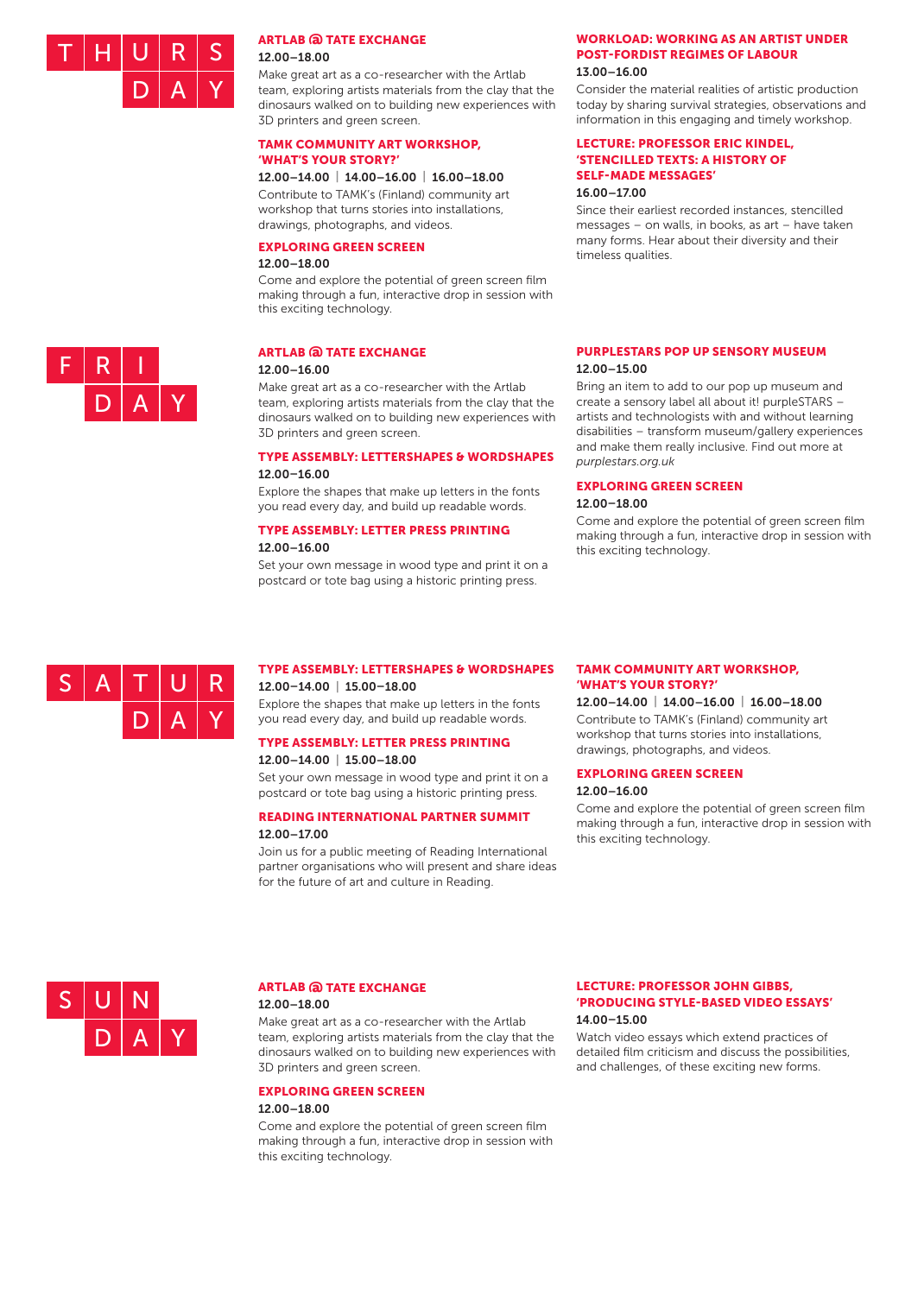## THURSDAY

### ARTLAB @ TATE EXCHANGE

**12.00–18.00**

Make great art as a co-researcher with the Artlab team, exploring artists materials from the clay that the dinosaurs walked on to building new experiences with 3D printers and green screen.

### TAMK COMMUNITY ART WORKSHOP, 'WHAT'S YOUR STORY?'

**12.00–14.00 | 14.00–16.00 | 16.00–18.00**

Contribute to TAMK's (Finland) community art workshop that turns stories into installations, drawings, photographs, and videos.

### EXPLORING GREEN SCREEN

**12.00–18.00**

Come and explore the potential of green screen film making through a fun, interactive drop in session with this exciting technology.

### WORKLOAD: WORKING AS AN ARTIST UNDER POST-FORDIST REGIMES OF LABOUR

**13.00–16.00**

Consider the material realities of artistic production today by sharing survival strategies, observations and information in this engaging and timely workshop.

### LECTURE: PROFESSOR ERIC KINDEL, 'STENCILLED TEXTS: A HISTORY OF SELF-MADE MESSAGES'

**16.00–17.00**

Since their earliest recorded instances, stencilled messages – on walls, in books, as art – have taken many forms. Hear about their diversity and their timeless qualities.

## FRIDAY

### ARTLAB @ TATE EXCHANGE

**12.00–16.00**

Make great art as a co-researcher with the Artlab team, exploring artists materials from the clay that the dinosaurs walked on to building new experiences with 3D printers and green screen.

### TYPE ASSEMBLY: LETTERSHAPES & WORDSHAPES

**12.00–16.00**

Explore the shapes that make up letters in the fonts you read every day, and build up readable words.

### TYPE ASSEMBLY: LETTER PRESS PRINTING

**12.00–16.00**

Set your own message in wood type and print it on a postcard or tote bag using a historic printing press.

### PURPLESTARS POP UP SENSORY MUSEUM

**12.00–15.00**

Bring an item to add to our pop up museum and create a sensory label all about it! purpleSTARS – artists and technologists with and without learning disabilities – transform museum/gallery experiences and make them really inclusive. Find out more at *purplestars.org.uk*

### EXPLORING GREEN SCREEN

**12.00–18.00**

Come and explore the potential of green screen film making through a fun, interactive drop in session with this exciting technology.

## SATURDAY

### TYPE ASSEMBLY: LETTERSHAPES & WORDSHAPES

**12.00–14.00 | 15.00–18.00**

Explore the shapes that make up letters in the fonts you read every day, and build up readable words.

### TYPE ASSEMBLY: LETTER PRESS PRINTING

**12.00–14.00 | 15.00–18.00**

Set your own message in wood type and print it on a postcard or tote bag using a historic printing press.

### READING INTERNATIONAL PARTNER SUMMIT

**12.00–17.00**

Join us for a public meeting of Reading International partner organisations who will present and share ideas for the future of art and culture in Reading.

### TAMK COMMUNITY ART WORKSHOP, 'WHAT'S YOUR STORY?'

**12.00–14.00 | 14.00–16.00 | 16.00–18.00**

Contribute to TAMK's (Finland) community art workshop that turns stories into installations, drawings, photographs, and videos.

### EXPLORING GREEN SCREEN

**12.00–16.00**

Come and explore the potential of green screen film making through a fun, interactive drop in session with this exciting technology.

## SUNDAY

### ARTLAB @ TATE EXCHANGE

**12.00–18.00**

Make great art as a co-researcher with the Artlab team, exploring artists materials from the clay that the dinosaurs walked on to building new experiences with 3D printers and green screen.

### EXPLORING GREEN SCREEN

**12.00–18.00**

Come and explore the potential of green screen film making through a fun, interactive drop in session with this exciting technology.

### LECTURE: PROFESSOR JOHN GIBBS, 'PRODUCING STYLE-BASED VIDEO ESSAYS'

**14.00–15.00**

Watch video essays which extend practices of detailed film criticism and discuss the possibilities, and challenges, of these exciting new forms.